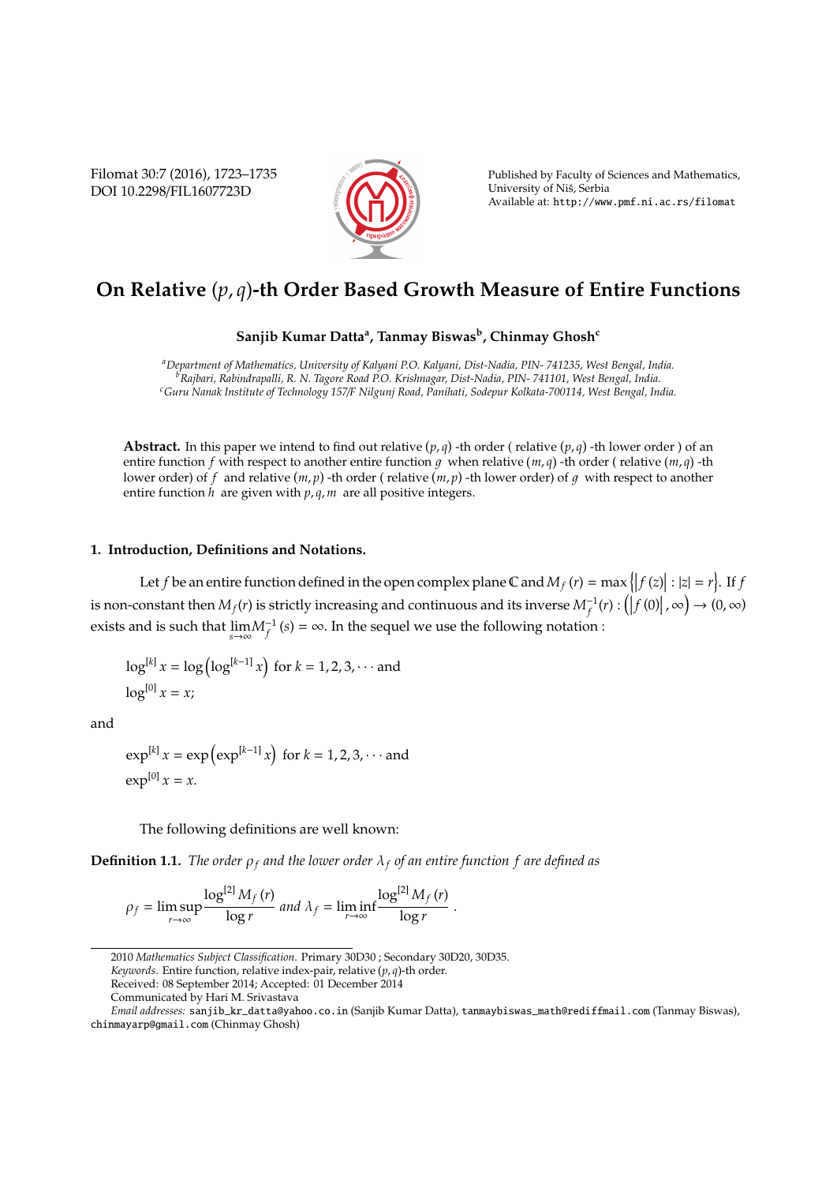# On Relative $(p, q)$-th Order Based Growth Measure of Entire Functions

**Sanjib Kumar Datta[a], Tanmay Biswas[b], Chinmay Ghosh[c]**

[a]*Department of Mathematics, University of Kalyani P.O. Kalyani, Dist-Nadia, PIN- 741235, West Bengal, India.*
[b]*Rajbari, Rabindrapalli, R. N. Tagore Road P.O. Krishnagar, Dist-Nadia, PIN- 741101, West Bengal, India.*
[c]*Guru Nanak Institute of Technology 157/F Nilgunj Road, Panihati, Sodepur Kolkata-700114, West Bengal, India.*

**Abstract.** In this paper we intend to find out relative $(p, q)$ -th order ( relative $(p, q)$ -th lower order ) of an entire function $f$ with respect to another entire function $g$ when relative $(m, q)$ -th order ( relative $(m, q)$ -th lower order) of $f$ and relative $(m, p)$ -th order ( relative $(m, p)$ -th lower order) of $g$ with respect to another entire function $h$ are given with $p, q, m$ are all positive integers.

## 1. Introduction, Definitions and Notations.

Let $f$ be an entire function defined in the open complex plane $\mathbb{C}$ and $M_f(r) = \max\{|f(z)| : |z| = r\}$. If $f$ is non-constant then $M_f(r)$ is strictly increasing and continuous and its inverse $M_f^{-1}(r) : (|f(0)|, \infty) \to (0, \infty)$ exists and is such that $\lim_{s\to\infty} M_f^{-1}(s) = \infty$. In the sequel we use the following notation :

$$\log^{[k]} x = \log\left(\log^{[k-1]} x\right) \text{ for } k = 1, 2, 3, \cdots \text{ and}$$
$$\log^{[0]} x = x;$$

and

$$\exp^{[k]} x = \exp\left(\exp^{[k-1]} x\right) \text{ for } k = 1, 2, 3, \cdots \text{ and}$$
$$\exp^{[0]} x = x.$$

The following definitions are well known:

**Definition 1.1.** *The order $\rho_f$ and the lower order $\lambda_f$ of an entire function $f$ are defined as*

$$\rho_f = \limsup_{r\to\infty} \frac{\log^{[2]} M_f(r)}{\log r} \text{ and } \lambda_f = \liminf_{r\to\infty} \frac{\log^{[2]} M_f(r)}{\log r}.$$

2010 *Mathematics Subject Classification*. Primary 30D30 ; Secondary 30D20, 30D35.
*Keywords*. Entire function, relative index-pair, relative $(p, q)$-th order.
Received: 08 September 2014; Accepted: 01 December 2014
Communicated by Hari M. Srivastava
*Email addresses:* sanjib_kr_datta@yahoo.co.in (Sanjib Kumar Datta), tanmaybiswas_math@rediffmail.com (Tanmay Biswas), chinmayarp@gmail.com (Chinmay Ghosh)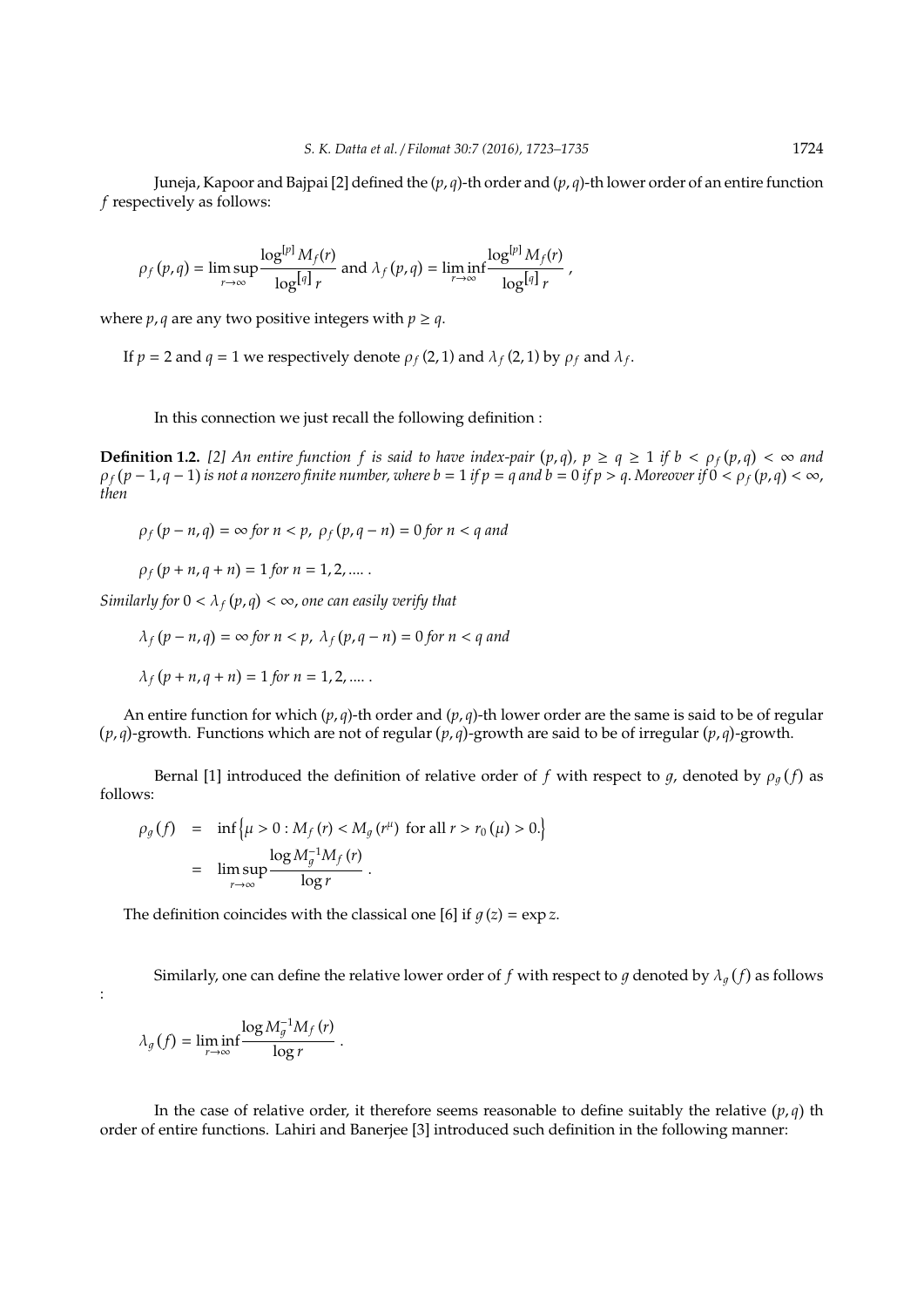Juneja, Kapoor and Bajpai [2] defined the $(p, q)$-th order and $(p, q)$-th lower order of an entire function $f$ respectively as follows:

$$\rho_f(p,q) = \limsup_{r\to\infty} \frac{\log^{[p]} M_f(r)}{\log^{[q]} r} \text{ and } \lambda_f(p,q) = \liminf_{r\to\infty} \frac{\log^{[p]} M_f(r)}{\log^{[q]} r},$$

where $p, q$ are any two positive integers with $p \geq q$.

If $p = 2$ and $q = 1$ we respectively denote $\rho_f(2,1)$ and $\lambda_f(2,1)$ by $\rho_f$ and $\lambda_f$.

In this connection we just recall the following definition :

**Definition 1.2.** *[2] An entire function $f$ is said to have index-pair $(p,q)$, $p \geq q \geq 1$ if $b < \rho_f(p,q) < \infty$ and $\rho_f(p-1, q-1)$ is not a nonzero finite number, where $b = 1$ if $p = q$ and $b = 0$ if $p > q$. Moreover if $0 < \rho_f(p,q) < \infty$, then*

$$\rho_f(p-n,q) = \infty \text{ for } n < p,\ \rho_f(p,q-n) = 0 \text{ for } n < q \text{ and}$$

$$\rho_f(p+n,q+n) = 1 \text{ for } n = 1,2,.... .$$

*Similarly for $0 < \lambda_f(p,q) < \infty$, one can easily verify that*

$$\lambda_f(p-n,q) = \infty \text{ for } n < p,\ \lambda_f(p,q-n) = 0 \text{ for } n < q \text{ and}$$

$$\lambda_f(p+n,q+n) = 1 \text{ for } n = 1,2,.... .$$

An entire function for which $(p,q)$-th order and $(p,q)$-th lower order are the same is said to be of regular $(p,q)$-growth. Functions which are not of regular $(p,q)$-growth are said to be of irregular $(p,q)$-growth.

Bernal [1] introduced the definition of relative order of $f$ with respect to $g$, denoted by $\rho_g(f)$ as follows:

$$\begin{aligned}
\rho_g(f) &= \inf\left\{\mu > 0 : M_f(r) < M_g(r^{\mu}) \text{ for all } r > r_0(\mu) > 0.\right\} \\
&= \limsup_{r\to\infty} \frac{\log M_g^{-1} M_f(r)}{\log r}.
\end{aligned}$$

The definition coincides with the classical one [6] if $g(z) = \exp z$.

Similarly, one can define the relative lower order of $f$ with respect to $g$ denoted by $\lambda_g(f)$ as follows :

$$\lambda_g(f) = \liminf_{r\to\infty} \frac{\log M_g^{-1} M_f(r)}{\log r}.$$

In the case of relative order, it therefore seems reasonable to define suitably the relative $(p,q)$ th order of entire functions. Lahiri and Banerjee [3] introduced such definition in the following manner: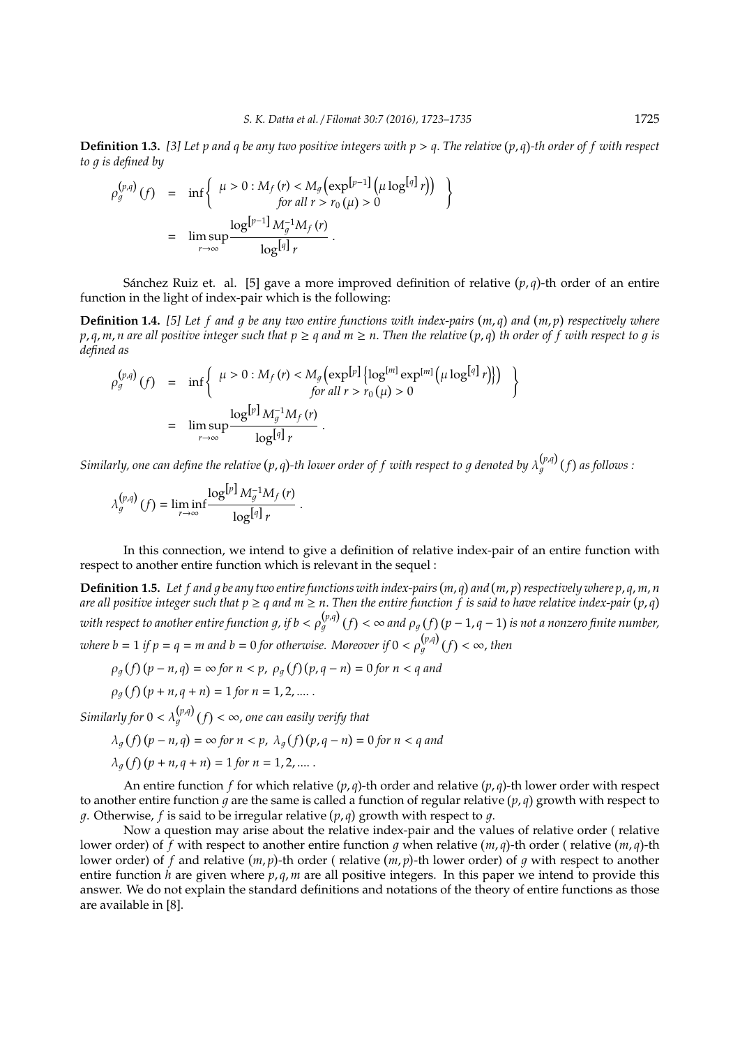**Definition 1.3.** *[3] Let p and q be any two positive integers with $p > q$. The relative $(p,q)$-th order of f with respect to g is defined by*

$$\rho_g^{(p,q)}(f) = \inf\left\{ \begin{array}{c} \mu > 0 : M_f(r) < M_g\left(\exp^{[p-1]}\left(\mu \log^{[q]} r\right)\right) \\ \text{for all } r > r_0(\mu) > 0 \end{array} \right\}$$

$$= \limsup_{r\to\infty} \frac{\log^{[p-1]} M_g^{-1} M_f(r)}{\log^{[q]} r}.$$

Sánchez Ruiz et. al. [5] gave a more improved definition of relative $(p,q)$-th order of an entire function in the light of index-pair which is the following:

**Definition 1.4.** *[5] Let f and g be any two entire functions with index-pairs $(m,q)$ and $(m,p)$ respectively where $p,q,m,n$ are all positive integer such that $p \geq q$ and $m \geq n$. Then the relative $(p,q)$ th order of f with respect to g is defined as*

$$\rho_g^{(p,q)}(f) = \inf\left\{ \begin{array}{c} \mu > 0 : M_f(r) < M_g\left(\exp^{[p]}\left\{\log^{[m]} \exp^{[m]}\left(\mu \log^{[q]} r\right)\right\}\right) \\ \text{for all } r > r_0(\mu) > 0 \end{array} \right\}$$

$$= \limsup_{r\to\infty} \frac{\log^{[p]} M_g^{-1} M_f(r)}{\log^{[q]} r}.$$

*Similarly, one can define the relative $(p,q)$-th lower order of f with respect to g denoted by $\lambda_g^{(p,q)}(f)$ as follows :*

$$\lambda_g^{(p,q)}(f) = \liminf_{r\to\infty} \frac{\log^{[p]} M_g^{-1} M_f(r)}{\log^{[q]} r}.$$

In this connection, we intend to give a definition of relative index-pair of an entire function with respect to another entire function which is relevant in the sequel :

**Definition 1.5.** *Let f and g be any two entire functions with index-pairs $(m,q)$ and $(m,p)$ respectively where $p,q,m,n$ are all positive integer such that $p \geq q$ and $m \geq n$. Then the entire function f is said to have relative index-pair $(p,q)$ with respect to another entire function g, if $b < \rho_g^{(p,q)}(f) < \infty$ and $\rho_g(f)(p-1, q-1)$ is not a nonzero finite number, where $b = 1$ if $p = q = m$ and $b = 0$ for otherwise. Moreover if $0 < \rho_g^{(p,q)}(f) < \infty$, then*

$$\rho_g(f)(p-n,q) = \infty \text{ for } n < p,\ \rho_g(f)(p,q-n) = 0 \text{ for } n < q \text{ and}$$

$$\rho_g(f)(p+n,q+n) = 1 \text{ for } n = 1,2,.....$$

*Similarly for $0 < \lambda_g^{(p,q)}(f) < \infty$, one can easily verify that*

$$\lambda_g(f)(p-n,q) = \infty \text{ for } n < p,\ \lambda_g(f)(p,q-n) = 0 \text{ for } n < q \text{ and}$$

$$\lambda_g(f)(p+n,q+n) = 1 \text{ for } n = 1,2,.....$$

An entire function $f$ for which relative $(p,q)$-th order and relative $(p,q)$-th lower order with respect to another entire function $g$ are the same is called a function of regular relative $(p,q)$ growth with respect to $g$. Otherwise, $f$ is said to be irregular relative $(p,q)$ growth with respect to $g$.

Now a question may arise about the relative index-pair and the values of relative order ( relative lower order) of $f$ with respect to another entire function $g$ when relative $(m,q)$-th order ( relative $(m,q)$-th lower order) of $f$ and relative $(m,p)$-th order ( relative $(m,p)$-th lower order) of $g$ with respect to another entire function $h$ are given where $p,q,m$ are all positive integers. In this paper we intend to provide this answer. We do not explain the standard definitions and notations of the theory of entire functions as those are available in [8].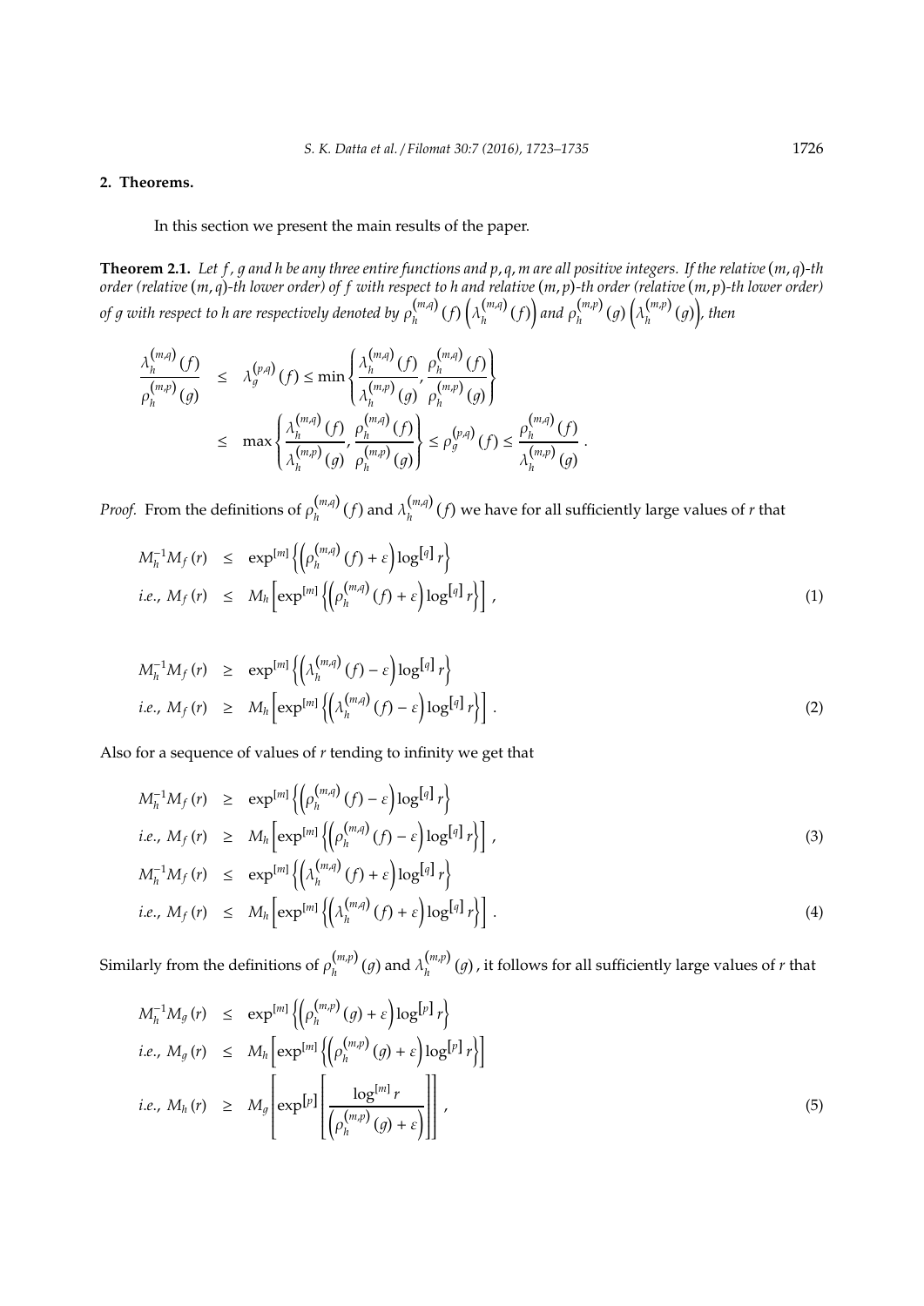## 2. Theorems.

In this section we present the main results of the paper.

**Theorem 2.1.** *Let $f$, $g$ and $h$ be any three entire functions and $p, q, m$ are all positive integers. If the relative $(m,q)$-th order (relative $(m,q)$-th lower order) of $f$ with respect to $h$ and relative $(m,p)$-th order (relative $(m,p)$-th lower order) of $g$ with respect to $h$ are respectively denoted by $\rho_h^{(m,q)}(f)\left(\lambda_h^{(m,q)}(f)\right)$ and $\rho_h^{(m,p)}(g)\left(\lambda_h^{(m,p)}(g)\right)$, then*

$$
\begin{aligned}
\frac{\lambda_h^{(m,q)}(f)}{\rho_h^{(m,p)}(g)} &\leq \lambda_g^{(p,q)}(f) \leq \min\left\{\frac{\lambda_h^{(m,q)}(f)}{\lambda_h^{(m,p)}(g)}, \frac{\rho_h^{(m,q)}(f)}{\rho_h^{(m,p)}(g)}\right\} \\
&\leq \max\left\{\frac{\lambda_h^{(m,q)}(f)}{\lambda_h^{(m,p)}(g)}, \frac{\rho_h^{(m,q)}(f)}{\rho_h^{(m,p)}(g)}\right\} \leq \rho_g^{(p,q)}(f) \leq \frac{\rho_h^{(m,q)}(f)}{\lambda_h^{(m,p)}(g)}.
\end{aligned}
$$

*Proof.* From the definitions of $\rho_h^{(m,q)}(f)$ and $\lambda_h^{(m,q)}(f)$ we have for all sufficiently large values of $r$ that

$$
\begin{aligned}
M_h^{-1}M_f(r) &\leq \exp^{[m]}\left\{\left(\rho_h^{(m,q)}(f)+\varepsilon\right)\log^{[q]}r\right\} \\
\text{i.e., } M_f(r) &\leq M_h\left[\exp^{[m]}\left\{\left(\rho_h^{(m,q)}(f)+\varepsilon\right)\log^{[q]}r\right\}\right], \qquad (1)
\end{aligned}
$$

$$
\begin{aligned}
M_h^{-1}M_f(r) &\geq \exp^{[m]}\left\{\left(\lambda_h^{(m,q)}(f)-\varepsilon\right)\log^{[q]}r\right\} \\
\text{i.e., } M_f(r) &\geq M_h\left[\exp^{[m]}\left\{\left(\lambda_h^{(m,q)}(f)-\varepsilon\right)\log^{[q]}r\right\}\right]. \qquad (2)
\end{aligned}
$$

Also for a sequence of values of $r$ tending to infinity we get that

$$
\begin{aligned}
M_h^{-1}M_f(r) &\geq \exp^{[m]}\left\{\left(\rho_h^{(m,q)}(f)-\varepsilon\right)\log^{[q]}r\right\} \\
\text{i.e., } M_f(r) &\geq M_h\left[\exp^{[m]}\left\{\left(\rho_h^{(m,q)}(f)-\varepsilon\right)\log^{[q]}r\right\}\right], \qquad (3) \\
M_h^{-1}M_f(r) &\leq \exp^{[m]}\left\{\left(\lambda_h^{(m,q)}(f)+\varepsilon\right)\log^{[q]}r\right\} \\
\text{i.e., } M_f(r) &\leq M_h\left[\exp^{[m]}\left\{\left(\lambda_h^{(m,q)}(f)+\varepsilon\right)\log^{[q]}r\right\}\right]. \qquad (4)
\end{aligned}
$$

Similarly from the definitions of $\rho_h^{(m,p)}(g)$ and $\lambda_h^{(m,p)}(g)$, it follows for all sufficiently large values of $r$ that

$$
\begin{aligned}
M_h^{-1}M_g(r) &\leq \exp^{[m]}\left\{\left(\rho_h^{(m,p)}(g)+\varepsilon\right)\log^{[p]}r\right\} \\
\text{i.e., } M_g(r) &\leq M_h\left[\exp^{[m]}\left\{\left(\rho_h^{(m,p)}(g)+\varepsilon\right)\log^{[p]}r\right\}\right] \\
\text{i.e., } M_h(r) &\geq M_g\left[\exp^{[p]}\left[\frac{\log^{[m]}r}{\left(\rho_h^{(m,p)}(g)+\varepsilon\right)}\right]\right], \qquad (5)
\end{aligned}
$$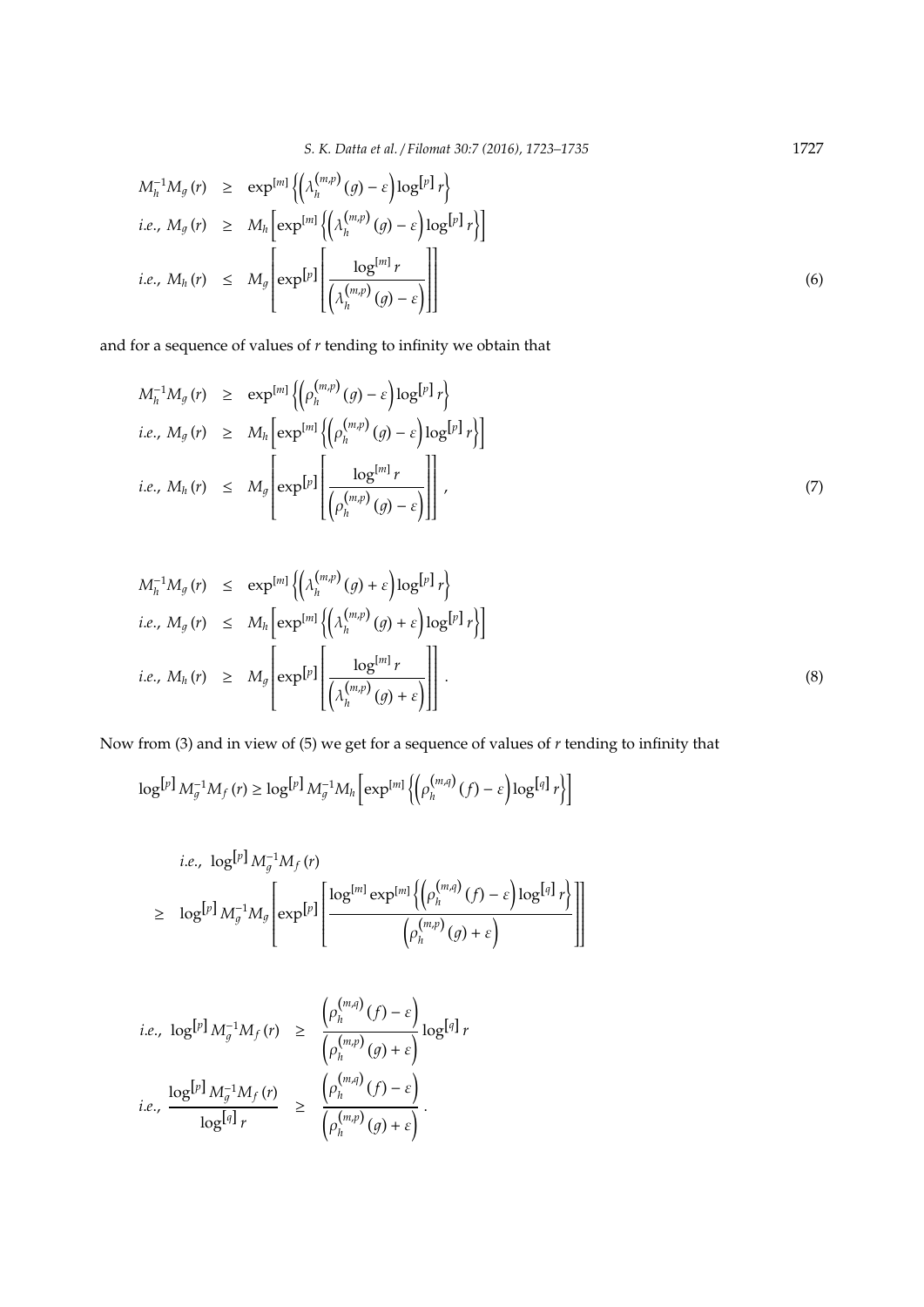$$
\begin{aligned}
M_h^{-1}M_g(r) &\geq \exp^{[m]}\left\{\left(\lambda_h^{(m,p)}(g)-\varepsilon\right)\log^{[p]} r\right\} \\
\text{i.e., } M_g(r) &\geq M_h\left[\exp^{[m]}\left\{\left(\lambda_h^{(m,p)}(g)-\varepsilon\right)\log^{[p]} r\right\}\right] \\
\text{i.e., } M_h(r) &\leq M_g\left[\exp^{[p]}\left[\frac{\log^{[m]} r}{\left(\lambda_h^{(m,p)}(g)-\varepsilon\right)}\right]\right] \qquad (6)
\end{aligned}
$$

and for a sequence of values of $r$ tending to infinity we obtain that

$$
\begin{aligned}
M_h^{-1}M_g(r) &\geq \exp^{[m]}\left\{\left(\rho_h^{(m,p)}(g)-\varepsilon\right)\log^{[p]} r\right\} \\
\text{i.e., } M_g(r) &\geq M_h\left[\exp^{[m]}\left\{\left(\rho_h^{(m,p)}(g)-\varepsilon\right)\log^{[p]} r\right\}\right] \\
\text{i.e., } M_h(r) &\leq M_g\left[\exp^{[p]}\left[\frac{\log^{[m]} r}{\left(\rho_h^{(m,p)}(g)-\varepsilon\right)}\right]\right], \qquad (7)
\end{aligned}
$$

$$
\begin{aligned}
M_h^{-1}M_g(r) &\leq \exp^{[m]}\left\{\left(\lambda_h^{(m,p)}(g)+\varepsilon\right)\log^{[p]} r\right\} \\
\text{i.e., } M_g(r) &\leq M_h\left[\exp^{[m]}\left\{\left(\lambda_h^{(m,p)}(g)+\varepsilon\right)\log^{[p]} r\right\}\right] \\
\text{i.e., } M_h(r) &\geq M_g\left[\exp^{[p]}\left[\frac{\log^{[m]} r}{\left(\lambda_h^{(m,p)}(g)+\varepsilon\right)}\right]\right]. \qquad (8)
\end{aligned}
$$

Now from (3) and in view of (5) we get for a sequence of values of $r$ tending to infinity that

$$
\log^{[p]} M_g^{-1}M_f(r) \geq \log^{[p]} M_g^{-1}M_h\left[\exp^{[m]}\left\{\left(\rho_h^{(m,q)}(f)-\varepsilon\right)\log^{[q]} r\right\}\right]
$$

$$
\begin{aligned}
&\text{i.e., } \log^{[p]} M_g^{-1}M_f(r) \\
&\geq \log^{[p]} M_g^{-1}M_g\left[\exp^{[p]}\left[\frac{\log^{[m]}\exp^{[m]}\left\{\left(\rho_h^{(m,q)}(f)-\varepsilon\right)\log^{[q]} r\right\}}{\left(\rho_h^{(m,p)}(g)+\varepsilon\right)}\right]\right]
\end{aligned}
$$

$$
\begin{aligned}
\text{i.e., } \log^{[p]} M_g^{-1}M_f(r) &\geq \frac{\left(\rho_h^{(m,q)}(f)-\varepsilon\right)}{\left(\rho_h^{(m,p)}(g)+\varepsilon\right)}\log^{[q]} r \\
\text{i.e., } \frac{\log^{[p]} M_g^{-1}M_f(r)}{\log^{[q]} r} &\geq \frac{\left(\rho_h^{(m,q)}(f)-\varepsilon\right)}{\left(\rho_h^{(m,p)}(g)+\varepsilon\right)}.
\end{aligned}
$$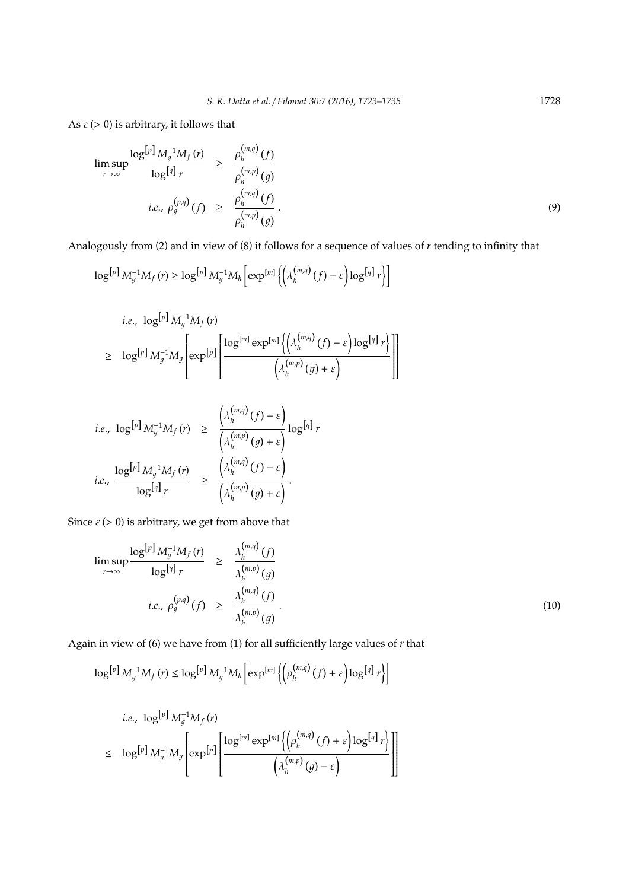As $\varepsilon\,(>0)$ is arbitrary, it follows that

$$
\begin{aligned}
\limsup_{r\to\infty}\frac{\log^{[p]}M_g^{-1}M_f(r)}{\log^{[q]}r} &\geq \frac{\rho_h^{(m,q)}(f)}{\rho_h^{(m,p)}(g)} \\
i.e.,\ \rho_g^{(p,q)}(f) &\geq \frac{\rho_h^{(m,q)}(f)}{\rho_h^{(m,p)}(g)}\,.
\end{aligned}
\tag{9}
$$

Analogously from (2) and in view of (8) it follows for a sequence of values of $r$ tending to infinity that

$$
\log^{[p]}M_g^{-1}M_f(r) \geq \log^{[p]}M_g^{-1}M_h\left[\exp^{[m]}\left\{\left(\lambda_h^{(m,q)}(f)-\varepsilon\right)\log^{[q]}r\right\}\right]
$$

$$
\begin{aligned}
& i.e.,\ \log^{[p]}M_g^{-1}M_f(r) \\
\geq\ & \log^{[p]}M_g^{-1}M_g\left[\exp^{[p]}\left[\frac{\log^{[m]}\exp^{[m]}\left\{\left(\lambda_h^{(m,q)}(f)-\varepsilon\right)\log^{[q]}r\right\}}{\left(\lambda_h^{(m,p)}(g)+\varepsilon\right)}\right]\right]
\end{aligned}
$$

$$
\begin{aligned}
i.e.,\ \log^{[p]}M_g^{-1}M_f(r) &\geq \frac{\left(\lambda_h^{(m,q)}(f)-\varepsilon\right)}{\left(\lambda_h^{(m,p)}(g)+\varepsilon\right)}\log^{[q]}r \\
i.e.,\ \frac{\log^{[p]}M_g^{-1}M_f(r)}{\log^{[q]}r} &\geq \frac{\left(\lambda_h^{(m,q)}(f)-\varepsilon\right)}{\left(\lambda_h^{(m,p)}(g)+\varepsilon\right)}\,.
\end{aligned}
$$

Since $\varepsilon\,(>0)$ is arbitrary, we get from above that

$$
\begin{aligned}
\limsup_{r\to\infty}\frac{\log^{[p]}M_g^{-1}M_f(r)}{\log^{[q]}r} &\geq \frac{\lambda_h^{(m,q)}(f)}{\lambda_h^{(m,p)}(g)} \\
i.e.,\ \rho_g^{(p,q)}(f) &\geq \frac{\lambda_h^{(m,q)}(f)}{\lambda_h^{(m,p)}(g)}\,.
\end{aligned}
\tag{10}
$$

Again in view of (6) we have from (1) for all sufficiently large values of $r$ that

$$
\log^{[p]}M_g^{-1}M_f(r) \leq \log^{[p]}M_g^{-1}M_h\left[\exp^{[m]}\left\{\left(\rho_h^{(m,q)}(f)+\varepsilon\right)\log^{[q]}r\right\}\right]
$$

$$
\begin{aligned}
& i.e.,\ \log^{[p]}M_g^{-1}M_f(r) \\
\leq\ & \log^{[p]}M_g^{-1}M_g\left[\exp^{[p]}\left[\frac{\log^{[m]}\exp^{[m]}\left\{\left(\rho_h^{(m,q)}(f)+\varepsilon\right)\log^{[q]}r\right\}}{\left(\lambda_h^{(m,p)}(g)-\varepsilon\right)}\right]\right]
\end{aligned}
$$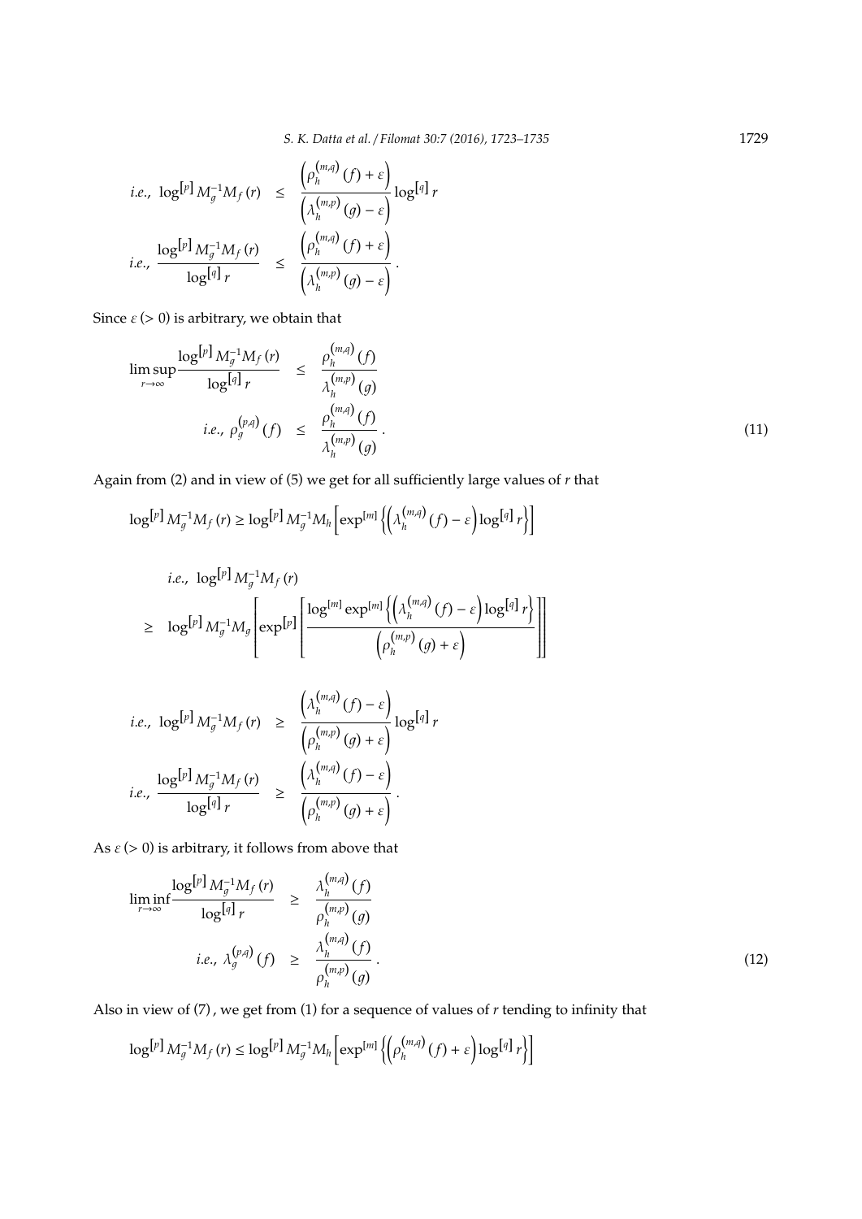$$i.e.,\ \log^{[p]} M_g^{-1} M_f(r) \leq \frac{\left(\rho_h^{(m,q)}(f) + \varepsilon\right)}{\left(\lambda_h^{(m,p)}(g) - \varepsilon\right)} \log^{[q]} r$$

$$i.e.,\ \frac{\log^{[p]} M_g^{-1} M_f(r)}{\log^{[q]} r} \leq \frac{\left(\rho_h^{(m,q)}(f) + \varepsilon\right)}{\left(\lambda_h^{(m,p)}(g) - \varepsilon\right)}.$$

Since $\varepsilon\ (> 0)$ is arbitrary, we obtain that

$$\limsup_{r \to \infty} \frac{\log^{[p]} M_g^{-1} M_f(r)}{\log^{[q]} r} \leq \frac{\rho_h^{(m,q)}(f)}{\lambda_h^{(m,p)}(g)}$$

$$i.e.,\ \rho_g^{(p,q)}(f) \leq \frac{\rho_h^{(m,q)}(f)}{\lambda_h^{(m,p)}(g)}. \tag{11}$$

Again from (2) and in view of (5) we get for all sufficiently large values of $r$ that

$$\log^{[p]} M_g^{-1} M_f(r) \geq \log^{[p]} M_g^{-1} M_h\left[\exp^{[m]}\left\{\left(\lambda_h^{(m,q)}(f) - \varepsilon\right)\log^{[q]} r\right\}\right]$$

$$i.e.,\ \log^{[p]} M_g^{-1} M_f(r)$$

$$\geq \log^{[p]} M_g^{-1} M_g\left[\exp^{[p]}\left[\frac{\log^{[m]}\exp^{[m]}\left\{\left(\lambda_h^{(m,q)}(f) - \varepsilon\right)\log^{[q]} r\right\}}{\left(\rho_h^{(m,p)}(g) + \varepsilon\right)}\right]\right]$$

$$i.e.,\ \log^{[p]} M_g^{-1} M_f(r) \geq \frac{\left(\lambda_h^{(m,q)}(f) - \varepsilon\right)}{\left(\rho_h^{(m,p)}(g) + \varepsilon\right)} \log^{[q]} r$$

$$i.e.,\ \frac{\log^{[p]} M_g^{-1} M_f(r)}{\log^{[q]} r} \geq \frac{\left(\lambda_h^{(m,q)}(f) - \varepsilon\right)}{\left(\rho_h^{(m,p)}(g) + \varepsilon\right)}.$$

As $\varepsilon\ (> 0)$ is arbitrary, it follows from above that

$$\liminf_{r \to \infty} \frac{\log^{[p]} M_g^{-1} M_f(r)}{\log^{[q]} r} \geq \frac{\lambda_h^{(m,q)}(f)}{\rho_h^{(m,p)}(g)}$$

$$i.e.,\ \lambda_g^{(p,q)}(f) \geq \frac{\lambda_h^{(m,q)}(f)}{\rho_h^{(m,p)}(g)}. \tag{12}$$

Also in view of (7), we get from (1) for a sequence of values of $r$ tending to infinity that

$$\log^{[p]} M_g^{-1} M_f(r) \leq \log^{[p]} M_g^{-1} M_h\left[\exp^{[m]}\left\{\left(\rho_h^{(m,q)}(f) + \varepsilon\right)\log^{[q]} r\right\}\right]$$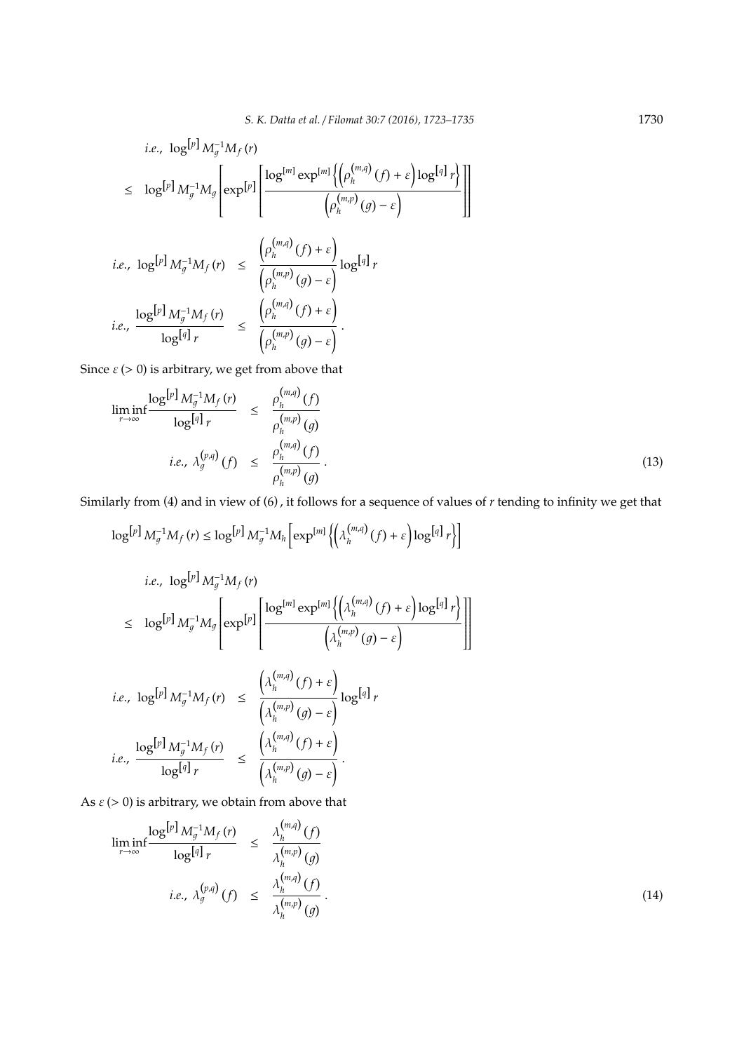$$\begin{aligned}
& \text{i.e., } \log^{[p]} M_g^{-1} M_f(r) \\
\leq\ & \log^{[p]} M_g^{-1} M_g \left[ \exp^{[p]} \left[ \frac{\log^{[m]} \exp^{[m]} \left\{ \left( \rho_h^{(m,q)}(f) + \varepsilon \right) \log^{[q]} r \right\}}{\left( \rho_h^{(m,p)}(g) - \varepsilon \right)} \right] \right]
\end{aligned}$$

$$\begin{aligned}
\text{i.e., } \log^{[p]} M_g^{-1} M_f(r) &\leq \frac{\left( \rho_h^{(m,q)}(f) + \varepsilon \right)}{\left( \rho_h^{(m,p)}(g) - \varepsilon \right)} \log^{[q]} r \\
\text{i.e., } \frac{\log^{[p]} M_g^{-1} M_f(r)}{\log^{[q]} r} &\leq \frac{\left( \rho_h^{(m,q)}(f) + \varepsilon \right)}{\left( \rho_h^{(m,p)}(g) - \varepsilon \right)}.
\end{aligned}$$

Since $\varepsilon\ (> 0)$ is arbitrary, we get from above that

$$\begin{aligned}
\liminf_{r \to \infty} \frac{\log^{[p]} M_g^{-1} M_f(r)}{\log^{[q]} r} &\leq \frac{\rho_h^{(m,q)}(f)}{\rho_h^{(m,p)}(g)} \\
\text{i.e., } \lambda_g^{(p,q)}(f) &\leq \frac{\rho_h^{(m,q)}(f)}{\rho_h^{(m,p)}(g)}. \qquad (13)
\end{aligned}$$

Similarly from (4) and in view of (6), it follows for a sequence of values of $r$ tending to infinity we get that

$$\log^{[p]} M_g^{-1} M_f(r) \leq \log^{[p]} M_g^{-1} M_h \left[ \exp^{[m]} \left\{ \left( \lambda_h^{(m,q)}(f) + \varepsilon \right) \log^{[q]} r \right\} \right]$$

$$\begin{aligned}
& \text{i.e., } \log^{[p]} M_g^{-1} M_f(r) \\
\leq\ & \log^{[p]} M_g^{-1} M_g \left[ \exp^{[p]} \left[ \frac{\log^{[m]} \exp^{[m]} \left\{ \left( \lambda_h^{(m,q)}(f) + \varepsilon \right) \log^{[q]} r \right\}}{\left( \lambda_h^{(m,p)}(g) - \varepsilon \right)} \right] \right]
\end{aligned}$$

$$\begin{aligned}
\text{i.e., } \log^{[p]} M_g^{-1} M_f(r) &\leq \frac{\left( \lambda_h^{(m,q)}(f) + \varepsilon \right)}{\left( \lambda_h^{(m,p)}(g) - \varepsilon \right)} \log^{[q]} r \\
\text{i.e., } \frac{\log^{[p]} M_g^{-1} M_f(r)}{\log^{[q]} r} &\leq \frac{\left( \lambda_h^{(m,q)}(f) + \varepsilon \right)}{\left( \lambda_h^{(m,p)}(g) - \varepsilon \right)}.
\end{aligned}$$

As $\varepsilon\ (> 0)$ is arbitrary, we obtain from above that

$$\begin{aligned}
\liminf_{r \to \infty} \frac{\log^{[p]} M_g^{-1} M_f(r)}{\log^{[q]} r} &\leq \frac{\lambda_h^{(m,q)}(f)}{\lambda_h^{(m,p)}(g)} \\
\text{i.e., } \lambda_g^{(p,q)}(f) &\leq \frac{\lambda_h^{(m,q)}(f)}{\lambda_h^{(m,p)}(g)}. \qquad (14)
\end{aligned}$$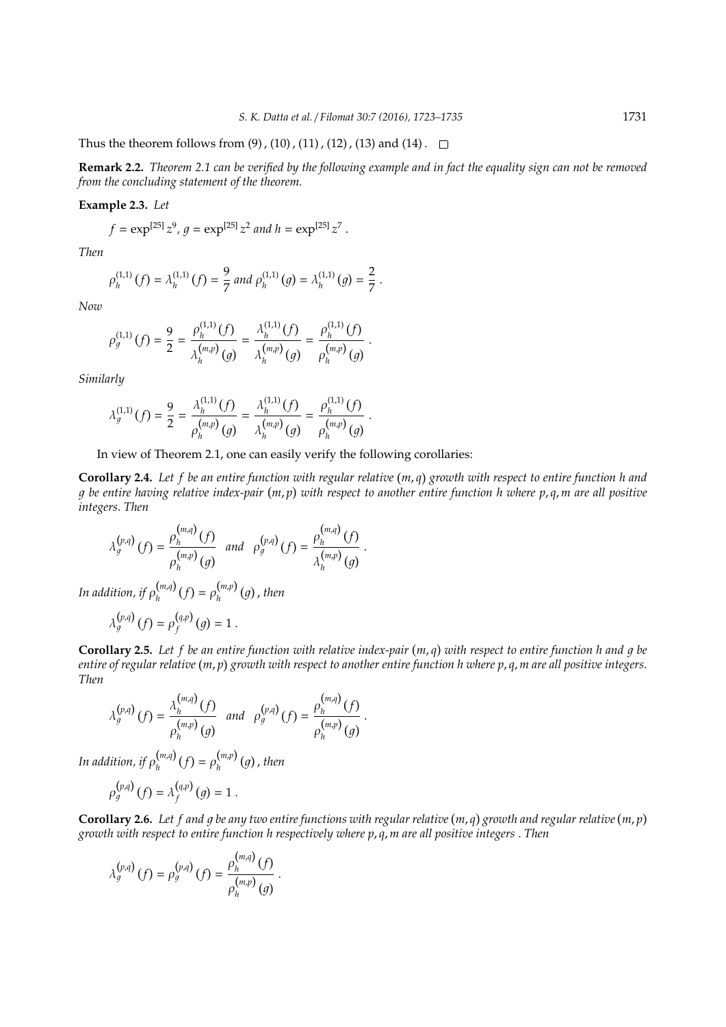Thus the theorem follows from (9), (10), (11), (12), (13) and (14). $\square$

**Remark 2.2.** *Theorem 2.1 can be verified by the following example and in fact the equality sign can not be removed from the concluding statement of the theorem.*

**Example 2.3.** *Let*

$$f = \exp^{[25]} z^9,\ g = \exp^{[25]} z^2 \text{ and } h = \exp^{[25]} z^7 .$$

*Then*

$$\rho_h^{(1,1)}(f) = \lambda_h^{(1,1)}(f) = \frac{9}{7} \text{ and } \rho_h^{(1,1)}(g) = \lambda_h^{(1,1)}(g) = \frac{2}{7} .$$

*Now*

$$\rho_g^{(1,1)}(f) = \frac{9}{2} = \frac{\rho_h^{(1,1)}(f)}{\lambda_h^{(m,p)}(g)} = \frac{\lambda_h^{(1,1)}(f)}{\lambda_h^{(m,p)}(g)} = \frac{\rho_h^{(1,1)}(f)}{\rho_h^{(m,p)}(g)} .$$

*Similarly*

$$\lambda_g^{(1,1)}(f) = \frac{9}{2} = \frac{\lambda_h^{(1,1)}(f)}{\rho_h^{(m,p)}(g)} = \frac{\lambda_h^{(1,1)}(f)}{\lambda_h^{(m,p)}(g)} = \frac{\rho_h^{(1,1)}(f)}{\rho_h^{(m,p)}(g)} .$$

In view of Theorem 2.1, one can easily verify the following corollaries:

**Corollary 2.4.** *Let $f$ be an entire function with regular relative $(m,q)$ growth with respect to entire function $h$ and $g$ be entire having relative index-pair $(m,p)$ with respect to another entire function $h$ where $p,q,m$ are all positive integers. Then*

$$\lambda_g^{(p,q)}(f) = \frac{\rho_h^{(m,q)}(f)}{\rho_h^{(m,p)}(g)} \quad \text{and} \quad \rho_g^{(p,q)}(f) = \frac{\rho_h^{(m,q)}(f)}{\lambda_h^{(m,p)}(g)} .$$

*In addition, if $\rho_h^{(m,q)}(f) = \rho_h^{(m,p)}(g)$, then*

$$\lambda_g^{(p,q)}(f) = \rho_f^{(q,p)}(g) = 1 .$$

**Corollary 2.5.** *Let $f$ be an entire function with relative index-pair $(m,q)$ with respect to entire function $h$ and $g$ be entire of regular relative $(m,p)$ growth with respect to another entire function $h$ where $p,q,m$ are all positive integers. Then*

$$\lambda_g^{(p,q)}(f) = \frac{\lambda_h^{(m,q)}(f)}{\rho_h^{(m,p)}(g)} \quad \text{and} \quad \rho_g^{(p,q)}(f) = \frac{\rho_h^{(m,q)}(f)}{\rho_h^{(m,p)}(g)} .$$

*In addition, if $\rho_h^{(m,q)}(f) = \rho_h^{(m,p)}(g)$, then*

$$\rho_g^{(p,q)}(f) = \lambda_f^{(q,p)}(g) = 1 .$$

**Corollary 2.6.** *Let $f$ and $g$ be any two entire functions with regular relative $(m,q)$ growth and regular relative $(m,p)$ growth with respect to entire function $h$ respectively where $p,q,m$ are all positive integers . Then*

$$\lambda_g^{(p,q)}(f) = \rho_g^{(p,q)}(f) = \frac{\rho_h^{(m,q)}(f)}{\rho_h^{(m,p)}(g)} .$$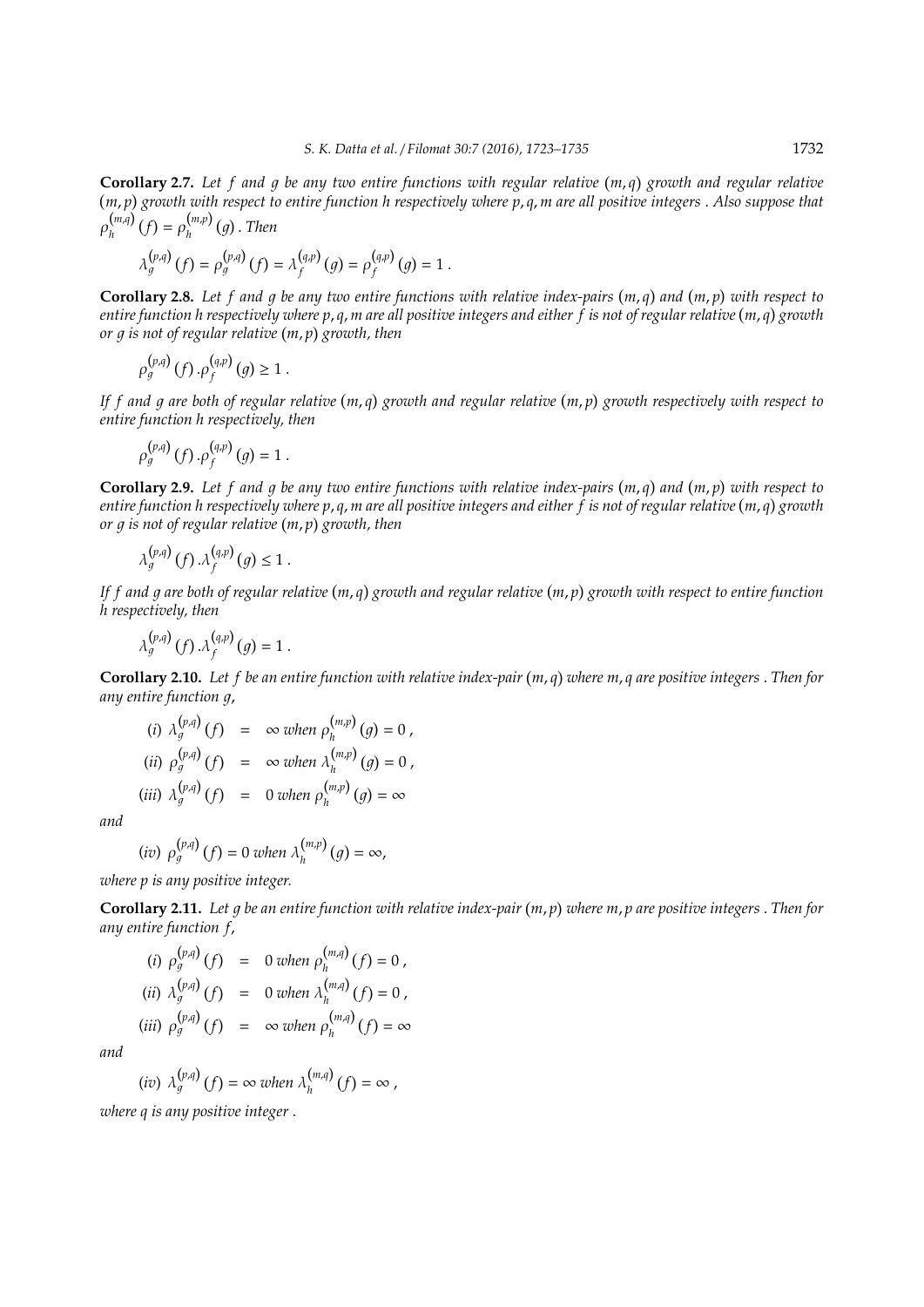**Corollary 2.7.** *Let $f$ and $g$ be any two entire functions with regular relative $(m, q)$ growth and regular relative $(m, p)$ growth with respect to entire function $h$ respectively where $p, q, m$ are all positive integers . Also suppose that $\rho_h^{(m,q)}(f) = \rho_h^{(m,p)}(g)$ . Then*

$$\lambda_g^{(p,q)}(f) = \rho_g^{(p,q)}(f) = \lambda_f^{(q,p)}(g) = \rho_f^{(q,p)}(g) = 1 .$$

**Corollary 2.8.** *Let $f$ and $g$ be any two entire functions with relative index-pairs $(m, q)$ and $(m, p)$ with respect to entire function $h$ respectively where $p, q, m$ are all positive integers and either $f$ is not of regular relative $(m, q)$ growth or $g$ is not of regular relative $(m, p)$ growth, then*

$$\rho_g^{(p,q)}(f) . \rho_f^{(q,p)}(g) \geq 1 .$$

*If $f$ and $g$ are both of regular relative $(m, q)$ growth and regular relative $(m, p)$ growth respectively with respect to entire function $h$ respectively, then*

$$\rho_g^{(p,q)}(f) . \rho_f^{(q,p)}(g) = 1 .$$

**Corollary 2.9.** *Let $f$ and $g$ be any two entire functions with relative index-pairs $(m, q)$ and $(m, p)$ with respect to entire function $h$ respectively where $p, q, m$ are all positive integers and either $f$ is not of regular relative $(m, q)$ growth or $g$ is not of regular relative $(m, p)$ growth, then*

$$\lambda_g^{(p,q)}(f) . \lambda_f^{(q,p)}(g) \leq 1 .$$

*If $f$ and $g$ are both of regular relative $(m, q)$ growth and regular relative $(m, p)$ growth with respect to entire function $h$ respectively, then*

$$\lambda_g^{(p,q)}(f) . \lambda_f^{(q,p)}(g) = 1 .$$

**Corollary 2.10.** *Let $f$ be an entire function with relative index-pair $(m, q)$ where $m, q$ are positive integers . Then for any entire function $g$,*

$$\begin{aligned}
(i)\ \lambda_g^{(p,q)}(f) &= \infty \text{ when } \rho_h^{(m,p)}(g) = 0 , \\
(ii)\ \rho_g^{(p,q)}(f) &= \infty \text{ when } \lambda_h^{(m,p)}(g) = 0 , \\
(iii)\ \lambda_g^{(p,q)}(f) &= 0 \text{ when } \rho_h^{(m,p)}(g) = \infty
\end{aligned}$$

*and*

$$(iv)\ \rho_g^{(p,q)}(f) = 0 \text{ when } \lambda_h^{(m,p)}(g) = \infty,$$

*where $p$ is any positive integer.*

**Corollary 2.11.** *Let $g$ be an entire function with relative index-pair $(m, p)$ where $m, p$ are positive integers . Then for any entire function $f$,*

$$\begin{aligned}
(i)\ \rho_g^{(p,q)}(f) &= 0 \text{ when } \rho_h^{(m,q)}(f) = 0 , \\
(ii)\ \lambda_g^{(p,q)}(f) &= 0 \text{ when } \lambda_h^{(m,q)}(f) = 0 , \\
(iii)\ \rho_g^{(p,q)}(f) &= \infty \text{ when } \rho_h^{(m,q)}(f) = \infty
\end{aligned}$$

*and*

$$(iv)\ \lambda_g^{(p,q)}(f) = \infty \text{ when } \lambda_h^{(m,q)}(f) = \infty ,$$

*where $q$ is any positive integer .*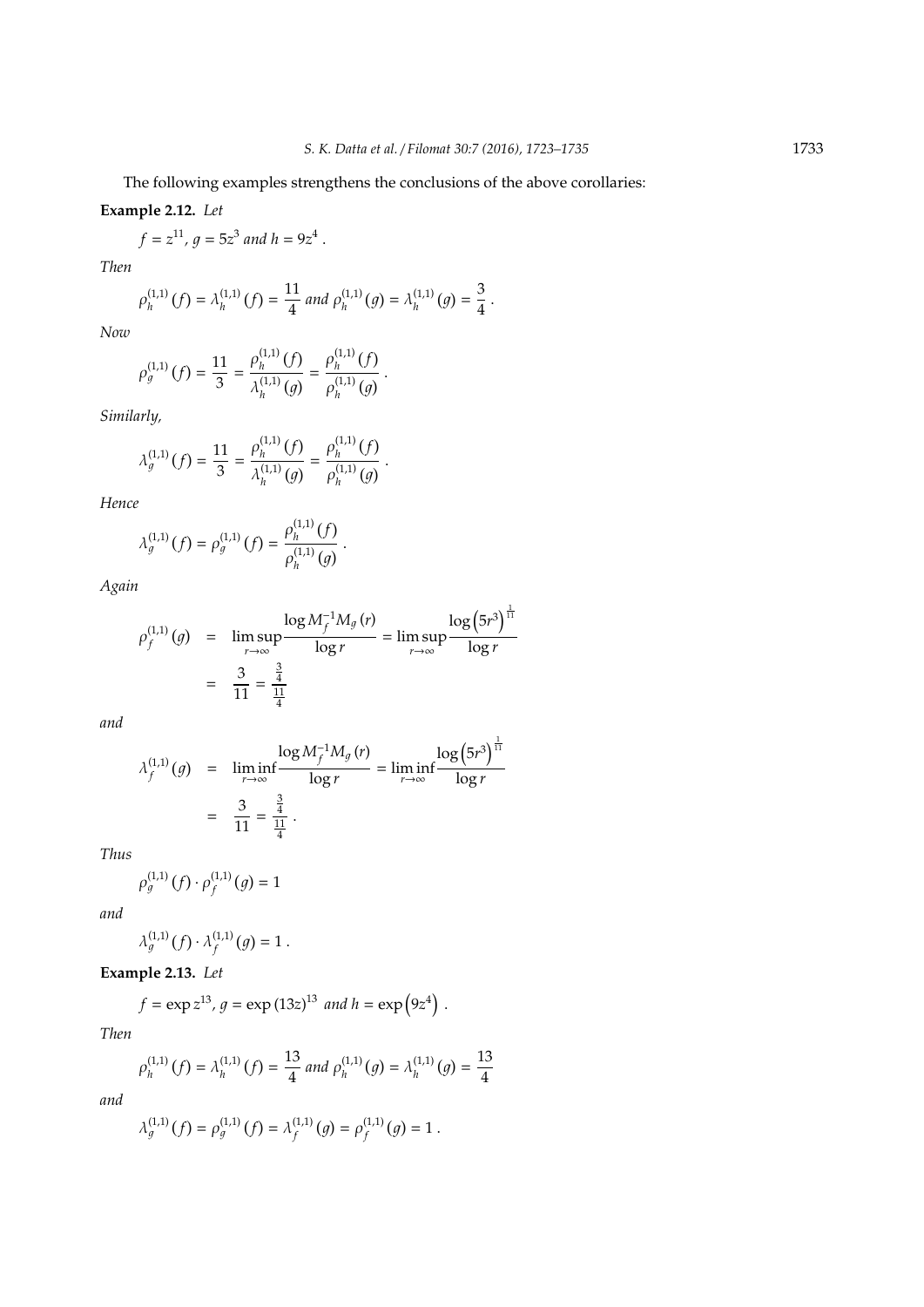The following examples strengthens the conclusions of the above corollaries:

**Example 2.12.** *Let*

$$f = z^{11},\ g = 5z^3 \text{ and } h = 9z^4 .$$

*Then*

$$\rho_h^{(1,1)}(f) = \lambda_h^{(1,1)}(f) = \frac{11}{4} \text{ and } \rho_h^{(1,1)}(g) = \lambda_h^{(1,1)}(g) = \frac{3}{4} .$$

*Now*

$$\rho_g^{(1,1)}(f) = \frac{11}{3} = \frac{\rho_h^{(1,1)}(f)}{\lambda_h^{(1,1)}(g)} = \frac{\rho_h^{(1,1)}(f)}{\rho_h^{(1,1)}(g)} .$$

*Similarly,*

$$\lambda_g^{(1,1)}(f) = \frac{11}{3} = \frac{\rho_h^{(1,1)}(f)}{\lambda_h^{(1,1)}(g)} = \frac{\rho_h^{(1,1)}(f)}{\rho_h^{(1,1)}(g)} .$$

*Hence*

$$\lambda_g^{(1,1)}(f) = \rho_g^{(1,1)}(f) = \frac{\rho_h^{(1,1)}(f)}{\rho_h^{(1,1)}(g)} .$$

*Again*

$$\begin{aligned}
\rho_f^{(1,1)}(g) &= \limsup_{r\to\infty} \frac{\log M_f^{-1} M_g(r)}{\log r} = \limsup_{r\to\infty} \frac{\log \left(5r^3\right)^{\frac{1}{11}}}{\log r} \\
&= \frac{3}{11} = \frac{\frac{3}{4}}{\frac{11}{4}}
\end{aligned}$$

*and*

$$\begin{aligned}
\lambda_f^{(1,1)}(g) &= \liminf_{r\to\infty} \frac{\log M_f^{-1} M_g(r)}{\log r} = \liminf_{r\to\infty} \frac{\log \left(5r^3\right)^{\frac{1}{11}}}{\log r} \\
&= \frac{3}{11} = \frac{\frac{3}{4}}{\frac{11}{4}} .
\end{aligned}$$

*Thus*

$$\rho_g^{(1,1)}(f) \cdot \rho_f^{(1,1)}(g) = 1$$

*and*

$$\lambda_g^{(1,1)}(f) \cdot \lambda_f^{(1,1)}(g) = 1 .$$

**Example 2.13.** *Let*

$$f = \exp z^{13},\ g = \exp (13z)^{13} \text{ and } h = \exp\left(9z^4\right) .$$

*Then*

$$\rho_h^{(1,1)}(f) = \lambda_h^{(1,1)}(f) = \frac{13}{4} \text{ and } \rho_h^{(1,1)}(g) = \lambda_h^{(1,1)}(g) = \frac{13}{4}$$

*and*

$$\lambda_g^{(1,1)}(f) = \rho_g^{(1,1)}(f) = \lambda_f^{(1,1)}(g) = \rho_f^{(1,1)}(g) = 1 .$$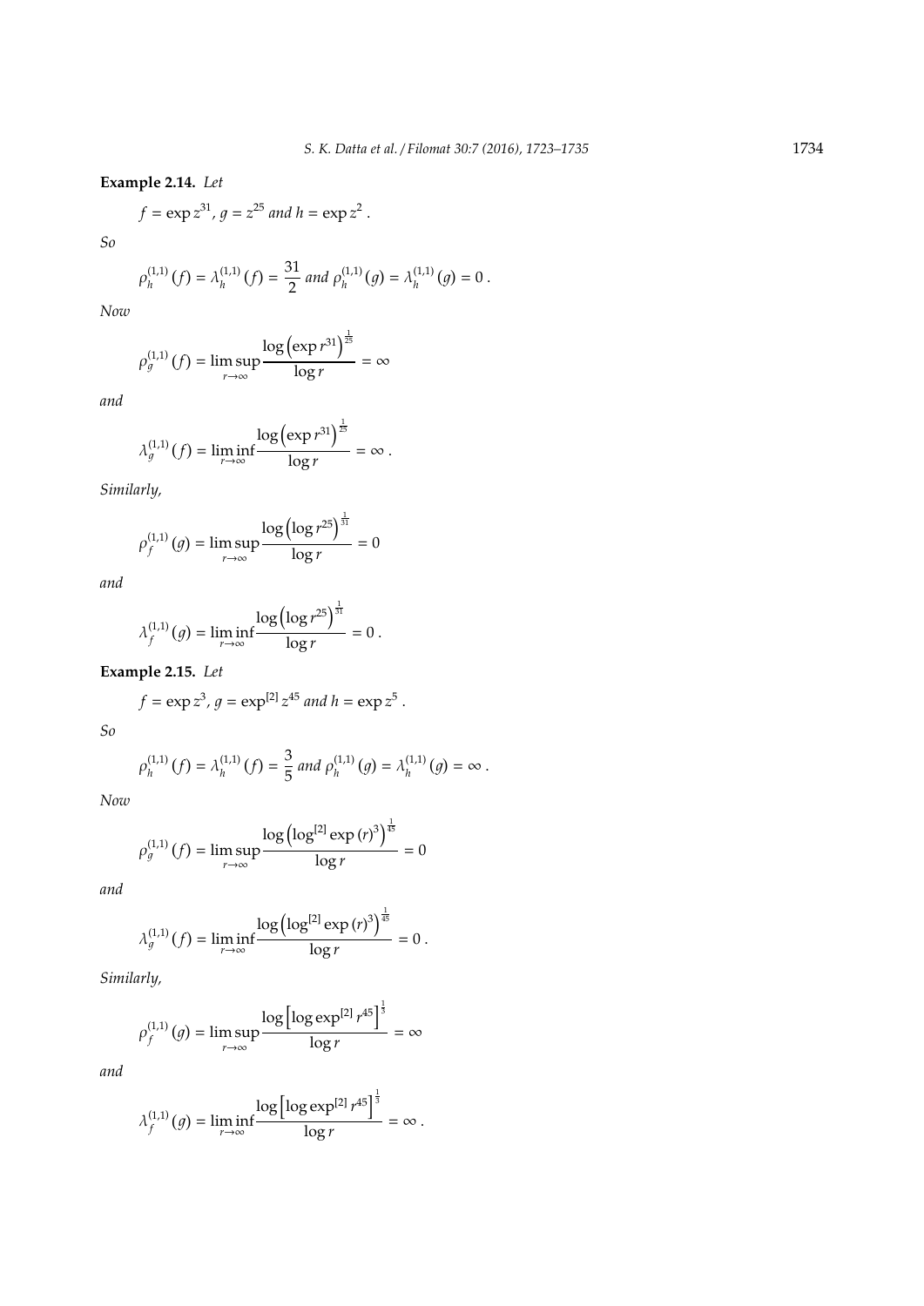**Example 2.14.** *Let*

$$f = \exp z^{31},\ g = z^{25} \text{ and } h = \exp z^{2}\ .$$

*So*

$$\rho_h^{(1,1)}(f) = \lambda_h^{(1,1)}(f) = \frac{31}{2} \text{ and } \rho_h^{(1,1)}(g) = \lambda_h^{(1,1)}(g) = 0\ .$$

*Now*

$$\rho_g^{(1,1)}(f) = \limsup_{r\to\infty} \frac{\log\left(\exp r^{31}\right)^{\frac{1}{25}}}{\log r} = \infty$$

*and*

$$\lambda_g^{(1,1)}(f) = \liminf_{r\to\infty} \frac{\log\left(\exp r^{31}\right)^{\frac{1}{25}}}{\log r} = \infty\ .$$

*Similarly,*

$$\rho_f^{(1,1)}(g) = \limsup_{r\to\infty} \frac{\log\left(\log r^{25}\right)^{\frac{1}{31}}}{\log r} = 0$$

*and*

$$\lambda_f^{(1,1)}(g) = \liminf_{r\to\infty} \frac{\log\left(\log r^{25}\right)^{\frac{1}{31}}}{\log r} = 0\ .$$

**Example 2.15.** *Let*

$$f = \exp z^{3},\ g = \exp^{[2]} z^{45} \text{ and } h = \exp z^{5}\ .$$

*So*

$$\rho_h^{(1,1)}(f) = \lambda_h^{(1,1)}(f) = \frac{3}{5} \text{ and } \rho_h^{(1,1)}(g) = \lambda_h^{(1,1)}(g) = \infty\ .$$

*Now*

$$\rho_g^{(1,1)}(f) = \limsup_{r\to\infty} \frac{\log\left(\log^{[2]} \exp (r)^{3}\right)^{\frac{1}{45}}}{\log r} = 0$$

*and*

$$\lambda_g^{(1,1)}(f) = \liminf_{r\to\infty} \frac{\log\left(\log^{[2]} \exp (r)^{3}\right)^{\frac{1}{45}}}{\log r} = 0\ .$$

*Similarly,*

$$\rho_f^{(1,1)}(g) = \limsup_{r\to\infty} \frac{\log\left[\log \exp^{[2]} r^{45}\right]^{\frac{1}{3}}}{\log r} = \infty$$

*and*

$$\lambda_f^{(1,1)}(g) = \liminf_{r\to\infty} \frac{\log\left[\log \exp^{[2]} r^{45}\right]^{\frac{1}{3}}}{\log r} = \infty\ .$$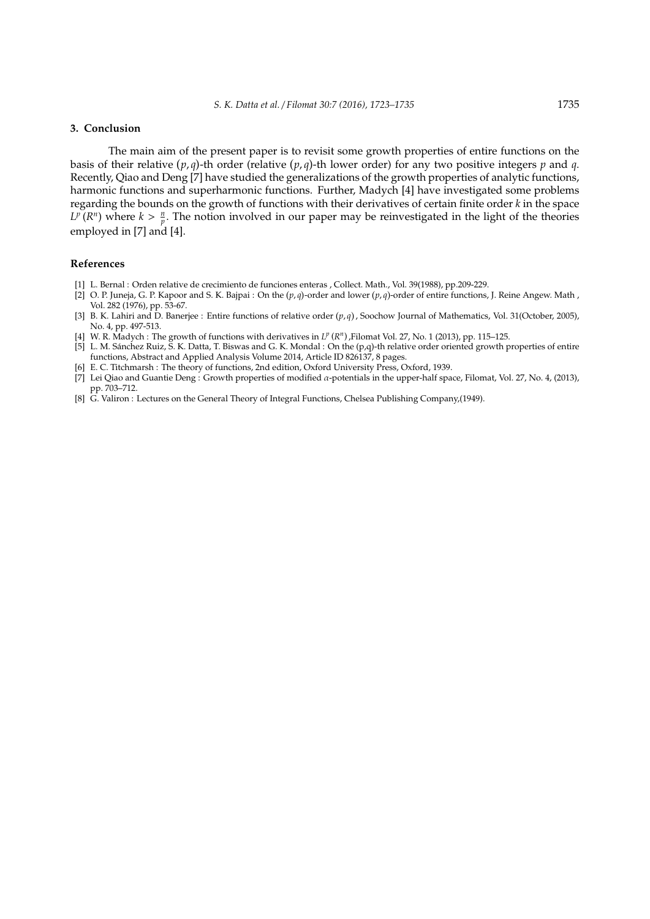## 3. Conclusion

The main aim of the present paper is to revisit some growth properties of entire functions on the basis of their relative $(p, q)$-th order (relative $(p, q)$-th lower order) for any two positive integers $p$ and $q$. Recently, Qiao and Deng [7] have studied the generalizations of the growth properties of analytic functions, harmonic functions and superharmonic functions. Further, Madych [4] have investigated some problems regarding the bounds on the growth of functions with their derivatives of certain finite order $k$ in the space $L^p(R^n)$ where $k > \frac{n}{p}$. The notion involved in our paper may be reinvestigated in the light of the theories employed in [7] and [4].

## References

[1] L. Bernal : Orden relative de crecimiento de funciones enteras , Collect. Math., Vol. 39(1988), pp.209-229.

[2] O. P. Juneja, G. P. Kapoor and S. K. Bajpai : On the $(p, q)$-order and lower $(p, q)$-order of entire functions, J. Reine Angew. Math , Vol. 282 (1976), pp. 53-67.

[3] B. K. Lahiri and D. Banerjee : Entire functions of relative order $(p, q)$ , Soochow Journal of Mathematics, Vol. 31(October, 2005), No. 4, pp. 497-513.

[4] W. R. Madych : The growth of functions with derivatives in $L^p(R^n)$ ,Filomat Vol. 27, No. 1 (2013), pp. 115–125.

[5] L. M. Sánchez Ruiz, S. K. Datta, T. Biswas and G. K. Mondal : On the (p,q)-th relative order oriented growth properties of entire functions, Abstract and Applied Analysis Volume 2014, Article ID 826137, 8 pages.

[6] E. C. Titchmarsh : The theory of functions, 2nd edition, Oxford University Press, Oxford, 1939.

[7] Lei Qiao and Guantie Deng : Growth properties of modified $\alpha$-potentials in the upper-half space, Filomat, Vol. 27, No. 4, (2013), pp. 703–712.

[8] G. Valiron : Lectures on the General Theory of Integral Functions, Chelsea Publishing Company,(1949).